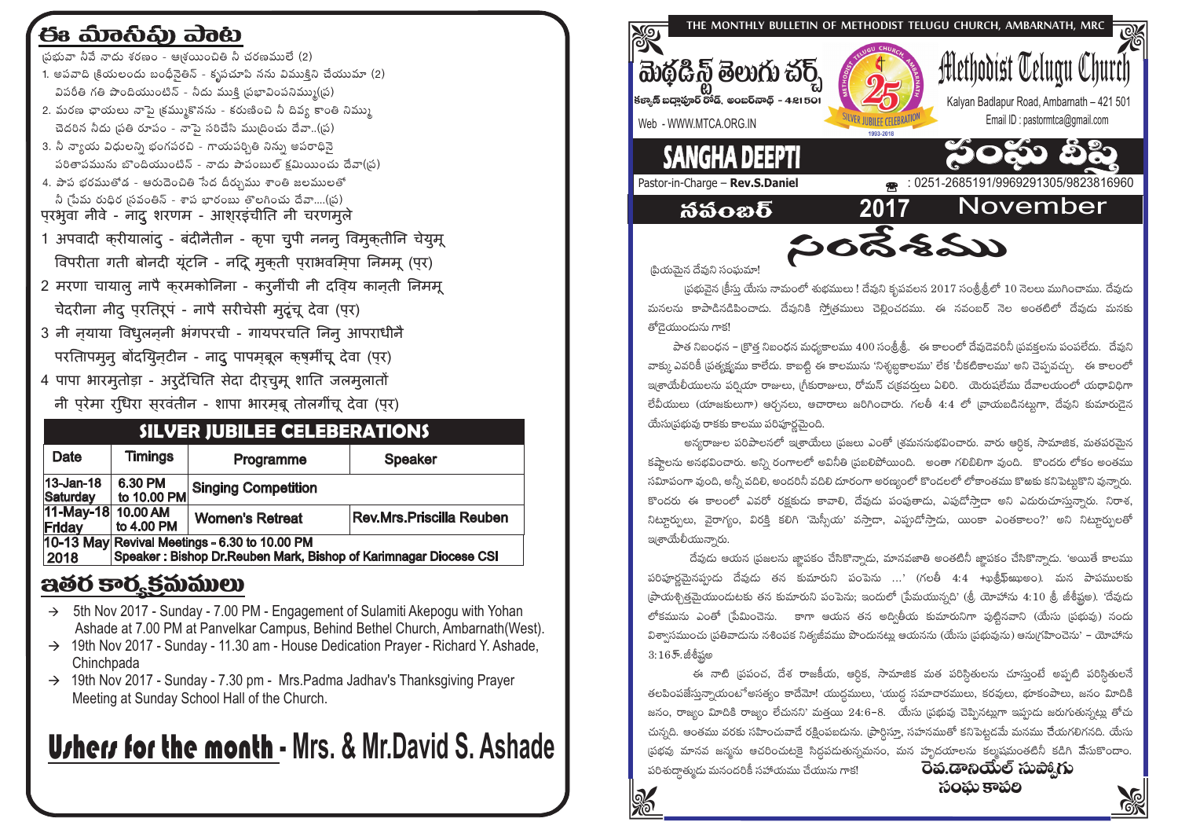# THE MONTHLY BULLETIN OF METHODIST TELUGU CHURCH, AMBARNATH, MRC

## మెథడిస్ట్ తెలుగు చర్చ్ — Methodist Telugu Church

కళ్యాణ్ బద్లాపూర్ రోడ్, అంబర్‌నాథ్ - 421501

Kalyan Badlapur Road, Ambarnath – 421 501

Web - WWW.MTCA.ORG.IN

Email ID : pastormtca@gmail.com

SILVER JUBILEE CELEBRATION 1993-2018

# SANGHA DEEPTI — సంఘ దీప్తి

Pastor-in-Charge – **Rev.S.Daniel**

: 0251-2685191/9969291305/9823816960

## నవంబర్ 2017 November

# సందేశము

ప్రియమైన దేవుని సంఘమా!

ప్రభువైన క్రీస్తు యేసు నామంలో శుభములు ! దేవుని కృపవలన 2017 సంవత్సరంలో 10 నెలలు ముగించాము. దేవుడు మనలను కాపాడినడిపించాడు. దేవునికి స్తోత్రములు చెల్లించదము. ఈ నవంబర్ నెల అంతటిలో దేవుడు మనకు తోడైయుండును గాక!

పాత నిబంధన – క్రొత్త నిబంధన మధ్యకాలము 400 సంవత్సరాలు. ఈ కాలంలో దేవుడెవరినీ ప్రవక్తలను పంపలేదు. దేవుని వాక్కు ఎవరికీ ప్రత్యక్షము కాలేదు. కాబట్టి ఈ కాలమును 'నిశ్శబ్దకాలము' లేక 'చీకటికాలము' అని చెప్పవచ్చు. ఈ కాలంలో ఇశ్రాయేలీయులను పర్షియా రాజులు, గ్రీకురాజులు, రోమన్ చక్రవర్తులు ఏలిరి. యెరుషలేము దేవాలయంలో యధావిధిగా లేవీయులు (యాజకులుగా) ఆర్చనలు, ఆచారాలు జరిగించారు. గలతీ 4:4 లో వ్రాయబడినట్లుగా, దేవుని కుమారుడైన యేసుప్రభువు రాకకు కాలము పరిపూర్ణమైంది.

అన్యరాజుల పరిపాలనలో ఇశ్రాయేలు ప్రజలు ఎంతో శ్రమననుభవించారు. వారు ఆర్థిక, సామాజిక, మతపరమైన కష్టాలను అనభవించారు. అన్ని రంగాలలో అవినీతి ప్రబలిపోయింది. అంతా గలిబిలిగా వుంది. కొందరు లోకం అంతము సమీపంగా వుంది, అన్నీ వదిలి, అందరినీ వదిలి దూరంగా అరణ్యంలో కొండలలో లోకాంతము కొఱకు కనిపెట్టుకొని వున్నారు. కొందరు ఈ కాలంలో ఎవరో రక్షకుడు కావాలి, దేవుడు పంపుతాడు, ఎప్పుడోస్తాడా అని ఎదురుచూస్తున్నారు. నిరాశ, నిట్టూర్పులు, వైరాగ్యం, విరక్తి కలిగి 'మెస్సీయ' వస్తాడా, ఎప్పుడోస్తాడు, యింకా ఎంతకాలం?' అని నిట్టూర్పులతో ఇశ్రాయేలీయున్నారు.

దేవుడు ఆయన ప్రజలను జ్ఞాపకం చేసికొన్నాడు, మానవజాతి అంతటినీ జ్ఞాపకం చేసికొన్నాడు. 'అయితే కాలము పరిపూర్ణమైనప్పుడు దేవుడు తన కుమారుని పంపెను ...' (గలతీ 4:4 +ఫ్రీఫ్ఖులు). మన పాపములకు ప్రాయశ్చిత్తమైయుండుటకు తన కుమారుని పంపెను; ఇందులో ప్రేమయున్నది' (1 యోహాను 4:10 శ్రీ జీశీవ్రల). 'దేవుడు లోకమును ఎంతో ప్రేమించెను. కాగా ఆయన తన అద్వితీయ కుమారునిగా పుట్టినవాని (యేసు ప్రభువు) నందు విశ్వాసముంచు ప్రతివాడును నశింపక నిత్యజీవము పొందునట్లు ఆయనను (యేసు ప్రభువును) అనుగ్రహించెను' – యోహాను 3:16శ్రీ.జీశీవ్రల

ఈ నాటి ప్రపంచ, దేశ రాజకీయ, ఆర్థిక, సామాజిక మత పరిస్థితులను చూస్తుంటే అప్పటి పరిస్థితులనే తలపింపజేస్తున్నాయంటేఅసత్యం కాదేమో! యుద్ధములు, 'యుద్ధ సమాచారములు, కరవులు, భూకంపాలు, జనం మీదికి జనం, రాజ్యం మీదికి రాజ్యం లేచునని' మత్తయి 24:6–8. యేసు ప్రభువు చెప్పినట్లుగా ఇప్పుడు జరుగుతున్నట్లు తోచు చున్నది. ఆంతము వరకు సహించువాడే రక్షింపబడును. ప్రార్థిస్తూ, సహనముతో కనిపెట్టడమే మనము చేయగలిగినది. యేసు ప్రభువు మానవ జన్మను ఆచరించుటకై సిద్ధపడుతున్నమనం, మన హృదయాలను కల్వపమంతటినీ కడిగి వేసుకొందాం. పరిశుద్ధాత్ముడు మనందరికీ సహాయము చేయును గాక!

**రెవ.డానియేల్ సుప్పోగు**
**సంఘ కాపరి**

# ఈ మాసపు పాట

ప్రభువా నీవే నాదు శరణం - ఆశ్రయించితి నీ చరణములే (2)

1. అపవాది క్రియలందు బంధినైతిన్ - కృపచూపి నను విముక్తిని చేయుమా (2)
   విపరీత గతి పొందియుంటిన్ - నీదు ముక్తి ప్రభావింపనిమ్ము(ప్ర)
2. మరణ ఛాయలు నాపై క్రమ్ముకొనెను - కరుణించి నీ దివ్య కాంతి నిమ్ము
   చెదరిన నీదు ప్రతి రూపం - నాపై సరిచేసి ముద్రించు దేవా..(ప్ర)
3. నీ న్యాయ విధులన్ని భంగపరచి - గాయపర్చితి నిన్ను అపరాధినై
   పరితాపమును బొందియుంటిన్ - నాదు పాపంబుల్ క్షమియించు దేవా(ప్ర)
4. పాప భరముతోడ - ఆరుదెంచితి సేద దీర్చుము శాంతి జలములతో
   నీ ప్రేమ రుధిర స్రవంతిన్ - శాప భారంబు తొలగించు దేవా....(ప్ర)

प्रभुवा नीवे - नादु शरणम - आश्रइंचीति नी चरणमुले

1 अपवादी क्रीयालांदु - बंदीनैतीन - कृपा चुपी ननन् विमुक्तीनि चेयुम्
  विपरीता गती बोनदी यूंटनि - नदि मुक्ती प्राभवम्पिा निमम् (प्र)
2 मरणा चायालु नापै क्रमकोनिना - करुनींची नी दविय कानती निमम्
  चेदरीना नीदु प्रतिरूपं - नापै सरीचेसी मुद्रुंचू देवा (प्र)
3 नी नयाया विधुलननी भंगपरची - गायपरचति निनु आपराधीनै
  परतिापमुनु बोंदयिुनटीन - नादु पापमबूल क्षमींचू देवा (प्र)
4 पापा भारमुतोड़ा - अरुदेंचिति सेदा दीरचुम् शाति जलमुलातों
  नी प्रेमा रुधिरा स्रवंतीन - शापा भारमबू तोलगींचू देवा (प्र)

## SILVER JUBILEE CELEBERATIONS

| Date | Timings | Programme | Speaker |
|---|---|---|---|
| 13-Jan-18 Saturday | 6.30 PM to 10.00 PM | Singing Competition | |
| 11-May-18 Friday | 10.00 AM to 4.00 PM | Women's Retreat | Rev.Mrs.Priscilla Reuben |
| 10-13 May 2018 | Revival Meetings - 6.30 to 10.00 PM<br>Speaker : Bishop Dr.Reuben Mark, Bishop of Karimnagar Diocese CSI | | |

# ఇతర కార్యక్రమములు

- → 5th Nov 2017 - Sunday - 7.00 PM - Engagement of Sulamiti Akepogu with Yohan Ashade at 7.00 PM at Panvelkar Campus, Behind Bethel Church, Ambarnath(West).
- → 19th Nov 2017 - Sunday - 11.30 am - House Dedication Prayer - Richard Y. Ashade, Chinchpada
- → 19th Nov 2017 - Sunday - 7.30 pm - Mrs.Padma Jadhav's Thanksgiving Prayer Meeting at Sunday School Hall of the Church.

# Ushers for the month - Mrs. & Mr.David S. Ashade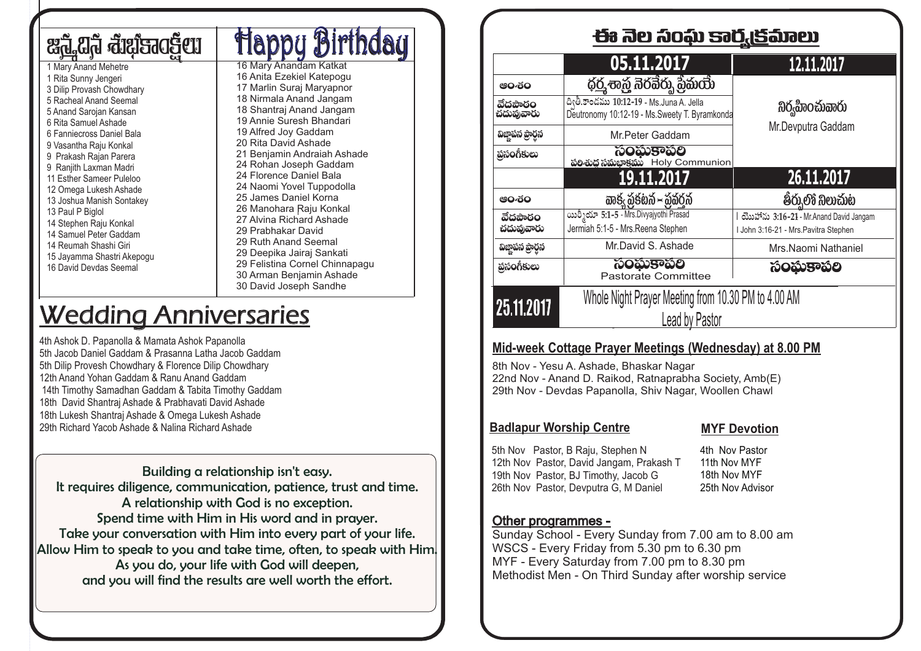## జన్మదిన శుభాకాంక్షలు / Happy Birthday

1 Mary Anand Mehetre
1 Rita Sunny Jengeri
3 Dilip Provash Chowdhary
5 Racheal Anand Seemal
5 Anand Sarojan Kansan
6 Rita Samuel Ashade
6 Fanniecross Daniel Bala
9 Vasantha Raju Konkal
9 Prakash Rajan Parera
9 Ranjith Laxman Madri
11 Esther Sameer Puleloo
12 Omega Lukesh Ashade
13 Joshua Manish Sontakey
13 Paul P Biglol
14 Stephen Raju Konkal
14 Samuel Peter Gaddam
14 Reumah Shashi Giri
15 Jayamma Shastri Akepogu
16 David Devdas Seemal
16 Mary Anandam Katkat
16 Anita Ezekiel Katepogu
17 Marlin Suraj Maryapnor
18 Nirmala Anand Jangam
18 Shantraj Anand Jangam
19 Annie Suresh Bhandari
19 Alfred Joy Gaddam
20 Rita David Ashade
21 Benjamin Andraiah Ashade
24 Rohan Joseph Gaddam
24 Florence Daniel Bala
24 Naomi Yovel Tuppodolla
25 James Daniel Korna
26 Manohara Raju Konkal
27 Alvina Richard Ashade
29 Prabhakar David
29 Ruth Anand Seemal
29 Deepika Jairaj Sankati
29 Felistina Cornel Chinnapagu
30 Arman Benjamin Ashade
30 David Joseph Sandhe

## Wedding Anniversaries

4th Ashok D. Papanolla & Mamata Ashok Papanolla
5th Jacob Daniel Gaddam & Prasanna Latha Jacob Gaddam
5th Dilip Provesh Chowdhary & Florence Dilip Chowdhary
12th Anand Yohan Gaddam & Ranu Anand Gaddam
14th Timothy Samadhan Gaddam & Tabita Timothy Gaddam
18th David Shantraj Ashade & Prabhavati David Ashade
18th Lukesh Shantraj Ashade & Omega Lukesh Ashade
29th Richard Yacob Ashade & Nalina Richard Ashade

Building a relationship isn't easy.
It requires diligence, communication, patience, trust and time.
A relationship with God is no exception.
Spend time with Him in His word and in prayer.
Take your conversation with Him into every part of your life.
Allow Him to speak to you and take time, often, to speak with Him.
As you do, your life with God will deepen,
and you will find the results are well worth the effort.

## ఈ నెల సంఘ కార్యక్రమాలు

| | 05.11.2017 | 12.11.2017 |
|---|---|---|
| అంశం | ధర్మశాస్త్ర నెరవేర్పు ప్రేమయే | నిర్వహించువారు Mr.Devputra Gaddam |
| వేదపాఠం చదువువారు | ద్వితీ.కాండము 10:12-19 - Ms.Juna A. Jella<br>Deutronomy 10:12-19 - Ms.Sweety T. Byramkonda | |
| విజ్ఞాపన ప్రార్థన | Mr.Peter Gaddam | |
| ప్రసంగీకులు | సంఘకాపరి<br>పరిశుద్ధ సమభాక్యము Holy Communion | |
| | **19.11.2017** | **26.11.2017** |
| అంశం | వాక్య ప్రకటన – ప్రవర్తన | తీర్పులో నిలుచుట |
| వేదపాఠం చదువువారు | యిర్మీయా 5:1-5 - Mrs.Divyajyothi Prasad<br>Jermiah 5:1-5 - Mrs.Reena Stephen | I యోహాను 3:16-21 - Mr.Anand David Jangam<br>I John 3:16-21 - Mrs.Pavitra Stephen |
| విజ్ఞాపన ప్రార్థన | Mr.David S. Ashade | Mrs.Naomi Nathaniel |
| ప్రసంగీకులు | సంఘకాపరి<br>Pastorate Committee | సంఘకాపరి |

**25.11.2017** Whole Night Prayer Meeting from 10.30 PM to 4.00 AM
Lead by Pastor

### Mid-week Cottage Prayer Meetings (Wednesday) at 8.00 PM

8th Nov - Yesu A. Ashade, Bhaskar Nagar
22nd Nov - Anand D. Raikod, Ratnaprabha Society, Amb(E)
29th Nov - Devdas Papanolla, Shiv Nagar, Woollen Chawl

### Badlapur Worship Centre

5th Nov Pastor, B Raju, Stephen N
12th Nov Pastor, David Jangam, Prakash T
19th Nov Pastor, BJ Timothy, Jacob G
26th Nov Pastor, Devputra G, M Daniel

### MYF Devotion

4th Nov Pastor
11th Nov MYF
18th Nov MYF
25th Nov Advisor

### Other programmes -

Sunday School - Every Sunday from 7.00 am to 8.00 am
WSCS - Every Friday from 5.30 pm to 6.30 pm
MYF - Every Saturday from 7.00 pm to 8.30 pm
Methodist Men - On Third Sunday after worship service